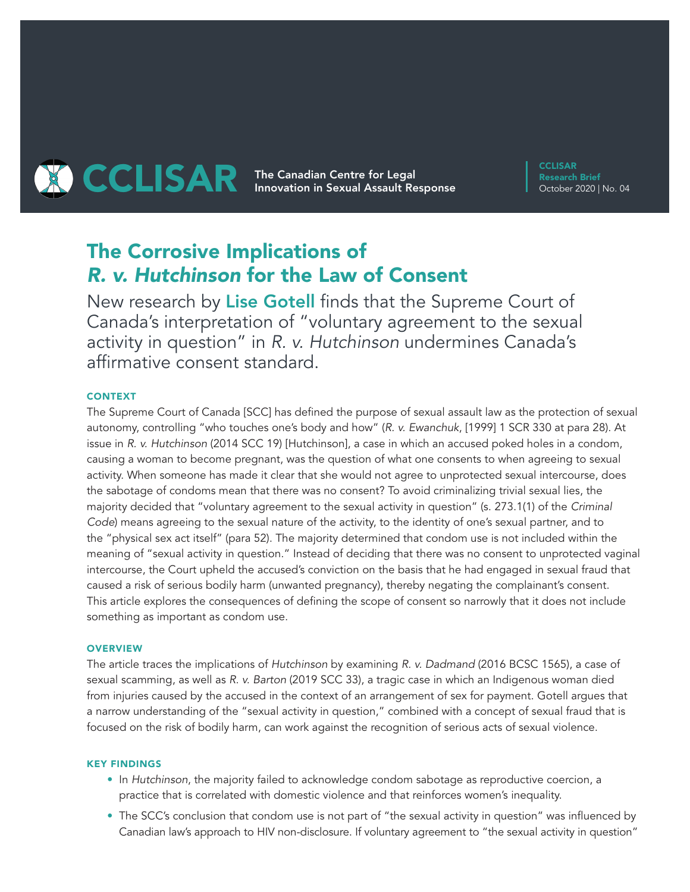CCLISAR The Canadian Centre for Legal Innovation in Sexual Assault Response

**CCLISAR Research Brief**
October 2020 | No. 04

# The Corrosive Implications of *R. v. Hutchinson* for the Law of Consent

New research by **Lise Gotell** finds that the Supreme Court of Canada's interpretation of "voluntary agreement to the sexual activity in question" in *R. v. Hutchinson* undermines Canada's affirmative consent standard.

#### CONTEXT

The Supreme Court of Canada [SCC] has defined the purpose of sexual assault law as the protection of sexual autonomy, controlling "who touches one's body and how" (*R. v. Ewanchuk*, [1999] 1 SCR 330 at para 28). At issue in *R. v. Hutchinson* (2014 SCC 19) [Hutchinson], a case in which an accused poked holes in a condom, causing a woman to become pregnant, was the question of what one consents to when agreeing to sexual activity. When someone has made it clear that she would not agree to unprotected sexual intercourse, does the sabotage of condoms mean that there was no consent? To avoid criminalizing trivial sexual lies, the majority decided that "voluntary agreement to the sexual activity in question" (s. 273.1(1) of the *Criminal Code*) means agreeing to the sexual nature of the activity, to the identity of one's sexual partner, and to the "physical sex act itself" (para 52). The majority determined that condom use is not included within the meaning of "sexual activity in question." Instead of deciding that there was no consent to unprotected vaginal intercourse, the Court upheld the accused's conviction on the basis that he had engaged in sexual fraud that caused a risk of serious bodily harm (unwanted pregnancy), thereby negating the complainant's consent. This article explores the consequences of defining the scope of consent so narrowly that it does not include something as important as condom use.

#### OVERVIEW

The article traces the implications of *Hutchinson* by examining *R. v. Dadmand* (2016 BCSC 1565), a case of sexual scamming, as well as *R. v. Barton* (2019 SCC 33), a tragic case in which an Indigenous woman died from injuries caused by the accused in the context of an arrangement of sex for payment. Gotell argues that a narrow understanding of the "sexual activity in question," combined with a concept of sexual fraud that is focused on the risk of bodily harm, can work against the recognition of serious acts of sexual violence.

#### KEY FINDINGS

- In *Hutchinson*, the majority failed to acknowledge condom sabotage as reproductive coercion, a practice that is correlated with domestic violence and that reinforces women's inequality.
- The SCC's conclusion that condom use is not part of "the sexual activity in question" was influenced by Canadian law's approach to HIV non-disclosure. If voluntary agreement to "the sexual activity in question"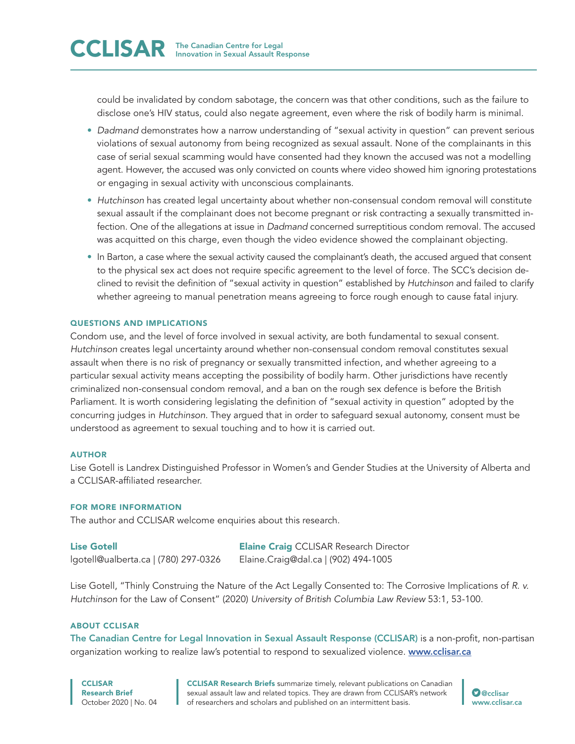could be invalidated by condom sabotage, the concern was that other conditions, such as the failure to disclose one's HIV status, could also negate agreement, even where the risk of bodily harm is minimal.

- *Dadmand* demonstrates how a narrow understanding of "sexual activity in question" can prevent serious violations of sexual autonomy from being recognized as sexual assault. None of the complainants in this case of serial sexual scamming would have consented had they known the accused was not a modelling agent. However, the accused was only convicted on counts where video showed him ignoring protestations or engaging in sexual activity with unconscious complainants.
- *Hutchinson* has created legal uncertainty about whether non-consensual condom removal will constitute sexual assault if the complainant does not become pregnant or risk contracting a sexually transmitted infection. One of the allegations at issue in *Dadmand* concerned surreptitious condom removal. The accused was acquitted on this charge, even though the video evidence showed the complainant objecting.
- In Barton, a case where the sexual activity caused the complainant's death, the accused argued that consent to the physical sex act does not require specific agreement to the level of force. The SCC's decision declined to revisit the definition of "sexual activity in question" established by *Hutchinson* and failed to clarify whether agreeing to manual penetration means agreeing to force rough enough to cause fatal injury.

## QUESTIONS AND IMPLICATIONS

Condom use, and the level of force involved in sexual activity, are both fundamental to sexual consent. *Hutchinson* creates legal uncertainty around whether non-consensual condom removal constitutes sexual assault when there is no risk of pregnancy or sexually transmitted infection, and whether agreeing to a particular sexual activity means accepting the possibility of bodily harm. Other jurisdictions have recently criminalized non-consensual condom removal, and a ban on the rough sex defence is before the British Parliament. It is worth considering legislating the definition of "sexual activity in question" adopted by the concurring judges in *Hutchinson*. They argued that in order to safeguard sexual autonomy, consent must be understood as agreement to sexual touching and to how it is carried out.

## AUTHOR

Lise Gotell is Landrex Distinguished Professor in Women's and Gender Studies at the University of Alberta and a CCLISAR-affiliated researcher.

## FOR MORE INFORMATION

The author and CCLISAR welcome enquiries about this research.

**Lise Gotell**
lgotell@ualberta.ca | (780) 297-0326

**Elaine Craig** CCLISAR Research Director
Elaine.Craig@dal.ca | (902) 494-1005

Lise Gotell, "Thinly Construing the Nature of the Act Legally Consented to: The Corrosive Implications of *R. v. Hutchinson* for the Law of Consent" (2020) *University of British Columbia Law Review* 53:1, 53-100.

## ABOUT CCLISAR

The Canadian Centre for Legal Innovation in Sexual Assault Response (CCLISAR) is a non-profit, non-partisan organization working to realize law's potential to respond to sexualized violence. www.cclisar.ca

**CCLISAR Research Brief**
October 2020 | No. 04

**CCLISAR Research Briefs** summarize timely, relevant publications on Canadian sexual assault law and related topics. They are drawn from CCLISAR's network of researchers and scholars and published on an intermittent basis.

@cclisar
www.cclisar.ca